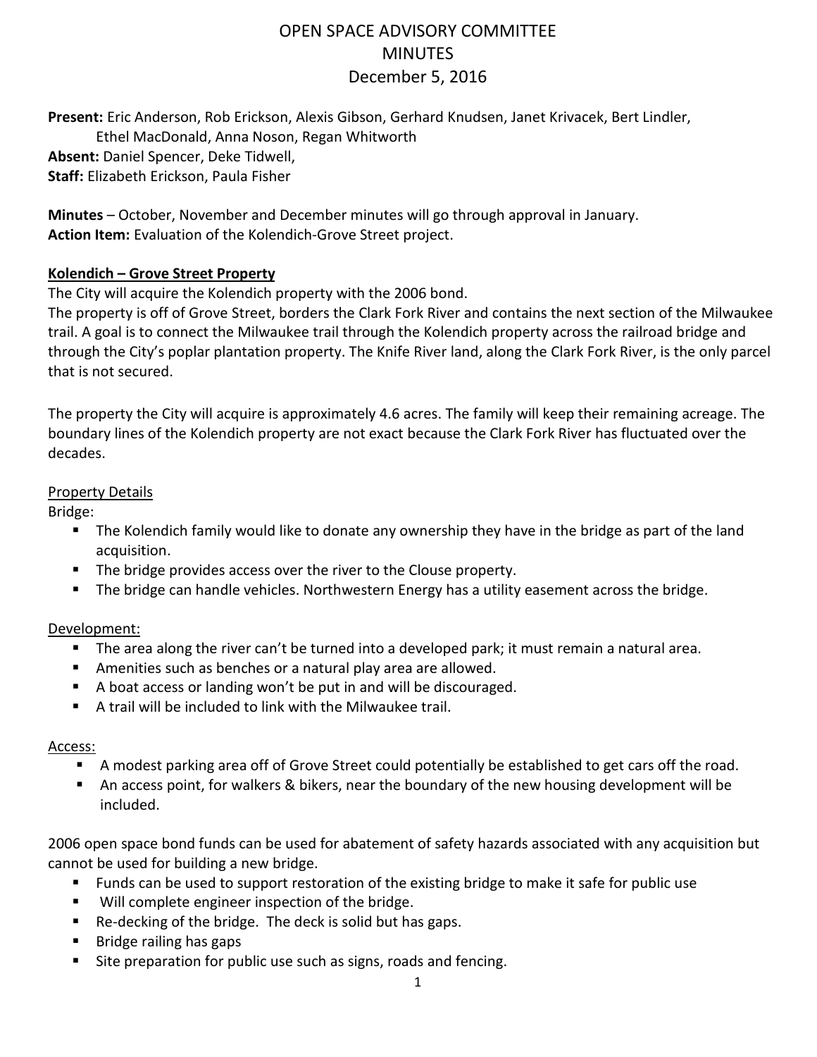# OPEN SPACE ADVISORY COMMITTEE
# MINUTES
# December 5, 2016

**Present:** Eric Anderson, Rob Erickson, Alexis Gibson, Gerhard Knudsen, Janet Krivacek, Bert Lindler, Ethel MacDonald, Anna Noson, Regan Whitworth
**Absent:** Daniel Spencer, Deke Tidwell,
**Staff:** Elizabeth Erickson, Paula Fisher

**Minutes** – October, November and December minutes will go through approval in January.
**Action Item:** Evaluation of the Kolendich-Grove Street project.

## Kolendich – Grove Street Property

The City will acquire the Kolendich property with the 2006 bond.
The property is off of Grove Street, borders the Clark Fork River and contains the next section of the Milwaukee trail. A goal is to connect the Milwaukee trail through the Kolendich property across the railroad bridge and through the City's poplar plantation property. The Knife River land, along the Clark Fork River, is the only parcel that is not secured.

The property the City will acquire is approximately 4.6 acres. The family will keep their remaining acreage. The boundary lines of the Kolendich property are not exact because the Clark Fork River has fluctuated over the decades.

### Property Details

Bridge:

- The Kolendich family would like to donate any ownership they have in the bridge as part of the land acquisition.
- The bridge provides access over the river to the Clouse property.
- The bridge can handle vehicles. Northwestern Energy has a utility easement across the bridge.

### Development:

- The area along the river can't be turned into a developed park; it must remain a natural area.
- Amenities such as benches or a natural play area are allowed.
- A boat access or landing won't be put in and will be discouraged.
- A trail will be included to link with the Milwaukee trail.

### Access:

- A modest parking area off of Grove Street could potentially be established to get cars off the road.
- An access point, for walkers & bikers, near the boundary of the new housing development will be included.

2006 open space bond funds can be used for abatement of safety hazards associated with any acquisition but cannot be used for building a new bridge.

- Funds can be used to support restoration of the existing bridge to make it safe for public use
- Will complete engineer inspection of the bridge.
- Re-decking of the bridge. The deck is solid but has gaps.
- Bridge railing has gaps
- Site preparation for public use such as signs, roads and fencing.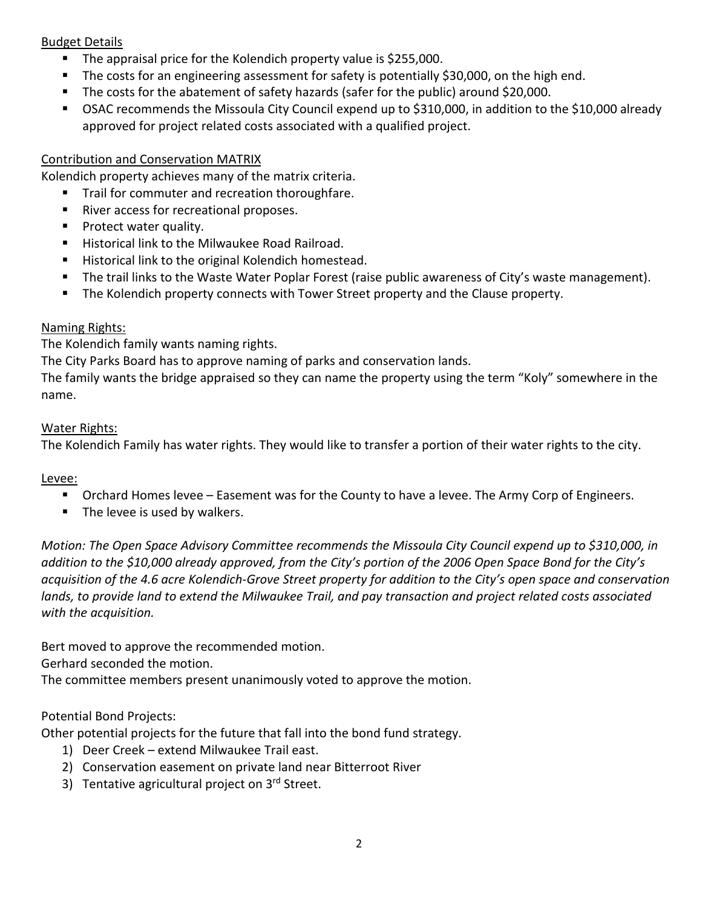<u>Budget Details</u>

- The appraisal price for the Kolendich property value is $255,000.
- The costs for an engineering assessment for safety is potentially $30,000, on the high end.
- The costs for the abatement of safety hazards (safer for the public) around $20,000.
- OSAC recommends the Missoula City Council expend up to $310,000, in addition to the $10,000 already approved for project related costs associated with a qualified project.

<u>Contribution and Conservation MATRIX</u>

Kolendich property achieves many of the matrix criteria.

- Trail for commuter and recreation thoroughfare.
- River access for recreational proposes.
- Protect water quality.
- Historical link to the Milwaukee Road Railroad.
- Historical link to the original Kolendich homestead.
- The trail links to the Waste Water Poplar Forest (raise public awareness of City's waste management).
- The Kolendich property connects with Tower Street property and the Clause property.

<u>Naming Rights:</u>

The Kolendich family wants naming rights.

The City Parks Board has to approve naming of parks and conservation lands.

The family wants the bridge appraised so they can name the property using the term "Koly" somewhere in the name.

<u>Water Rights:</u>

The Kolendich Family has water rights. They would like to transfer a portion of their water rights to the city.

<u>Levee:</u>

- Orchard Homes levee – Easement was for the County to have a levee. The Army Corp of Engineers.
- The levee is used by walkers.

*Motion: The Open Space Advisory Committee recommends the Missoula City Council expend up to $310,000, in addition to the $10,000 already approved, from the City's portion of the 2006 Open Space Bond for the City's acquisition of the 4.6 acre Kolendich-Grove Street property for addition to the City's open space and conservation lands, to provide land to extend the Milwaukee Trail, and pay transaction and project related costs associated with the acquisition.*

Bert moved to approve the recommended motion.

Gerhard seconded the motion.

The committee members present unanimously voted to approve the motion.

Potential Bond Projects:

Other potential projects for the future that fall into the bond fund strategy.

1) Deer Creek – extend Milwaukee Trail east.
2) Conservation easement on private land near Bitterroot River
3) Tentative agricultural project on 3rd Street.